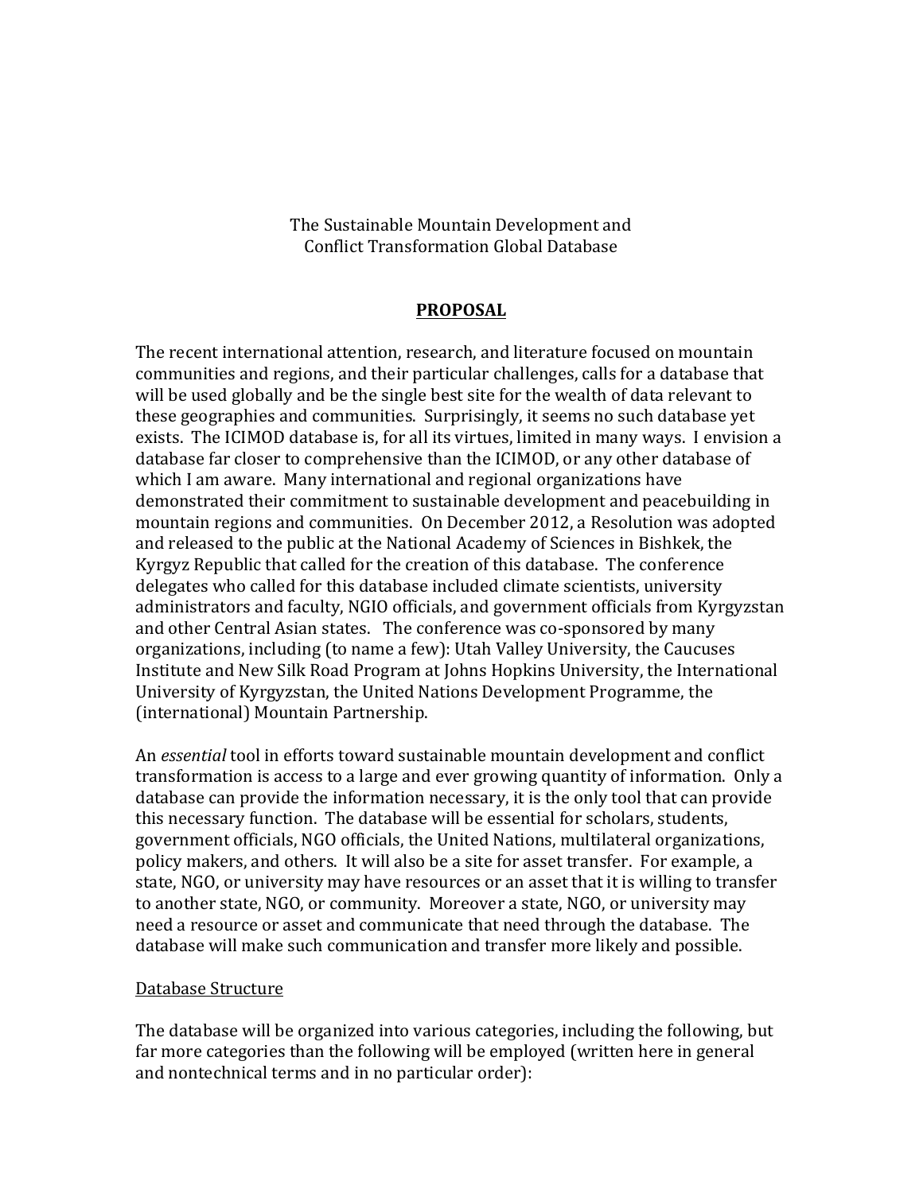# The Sustainable Mountain Development and Conflict Transformation Global Database

## PROPOSAL

The recent international attention, research, and literature focused on mountain communities and regions, and their particular challenges, calls for a database that will be used globally and be the single best site for the wealth of data relevant to these geographies and communities. Surprisingly, it seems no such database yet exists. The ICIMOD database is, for all its virtues, limited in many ways. I envision a database far closer to comprehensive than the ICIMOD, or any other database of which I am aware. Many international and regional organizations have demonstrated their commitment to sustainable development and peacebuilding in mountain regions and communities. On December 2012, a Resolution was adopted and released to the public at the National Academy of Sciences in Bishkek, the Kyrgyz Republic that called for the creation of this database. The conference delegates who called for this database included climate scientists, university administrators and faculty, NGIO officials, and government officials from Kyrgyzstan and other Central Asian states. The conference was co-sponsored by many organizations, including (to name a few): Utah Valley University, the Caucuses Institute and New Silk Road Program at Johns Hopkins University, the International University of Kyrgyzstan, the United Nations Development Programme, the (international) Mountain Partnership.

An *essential* tool in efforts toward sustainable mountain development and conflict transformation is access to a large and ever growing quantity of information. Only a database can provide the information necessary, it is the only tool that can provide this necessary function. The database will be essential for scholars, students, government officials, NGO officials, the United Nations, multilateral organizations, policy makers, and others. It will also be a site for asset transfer. For example, a state, NGO, or university may have resources or an asset that it is willing to transfer to another state, NGO, or community. Moreover a state, NGO, or university may need a resource or asset and communicate that need through the database. The database will make such communication and transfer more likely and possible.

### Database Structure

The database will be organized into various categories, including the following, but far more categories than the following will be employed (written here in general and nontechnical terms and in no particular order):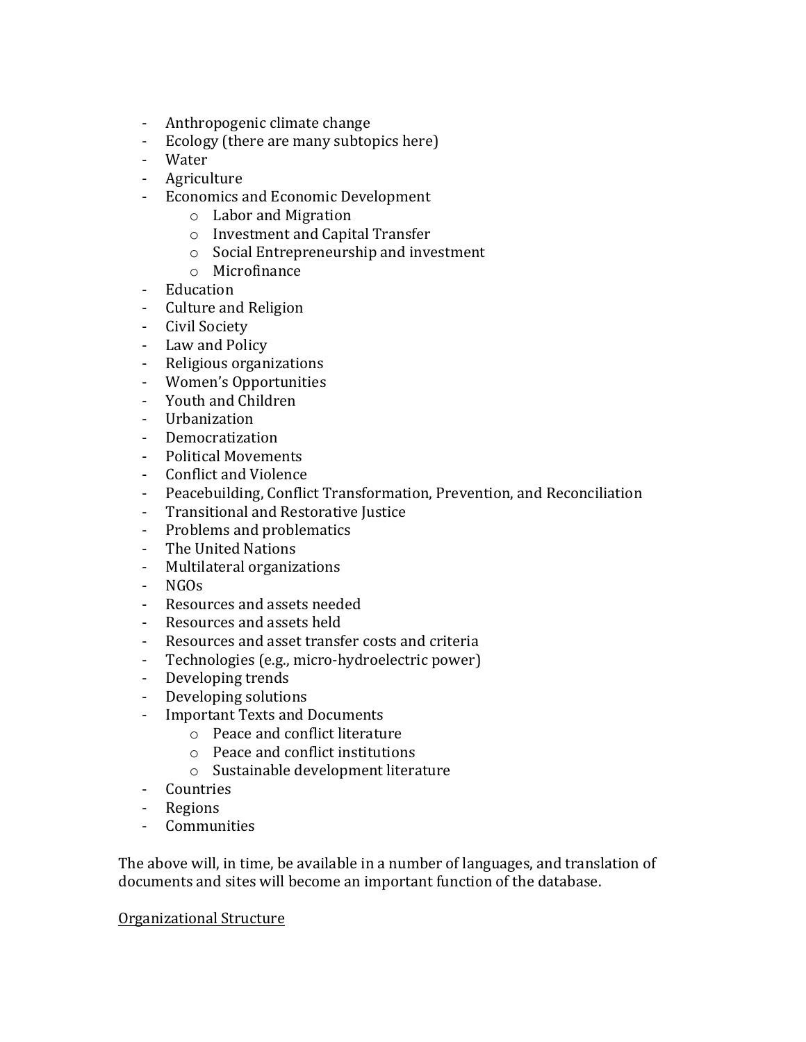- Anthropogenic climate change
- Ecology (there are many subtopics here)
- Water
- Agriculture
- Economics and Economic Development
    - Labor and Migration
    - Investment and Capital Transfer
    - Social Entrepreneurship and investment
    - Microfinance
- Education
- Culture and Religion
- Civil Society
- Law and Policy
- Religious organizations
- Women's Opportunities
- Youth and Children
- Urbanization
- Democratization
- Political Movements
- Conflict and Violence
- Peacebuilding, Conflict Transformation, Prevention, and Reconciliation
- Transitional and Restorative Justice
- Problems and problematics
- The United Nations
- Multilateral organizations
- NGOs
- Resources and assets needed
- Resources and assets held
- Resources and asset transfer costs and criteria
- Technologies (e.g., micro-hydroelectric power)
- Developing trends
- Developing solutions
- Important Texts and Documents
    - Peace and conflict literature
    - Peace and conflict institutions
    - Sustainable development literature
- Countries
- Regions
- Communities

The above will, in time, be available in a number of languages, and translation of documents and sites will become an important function of the database.

<u>Organizational Structure</u>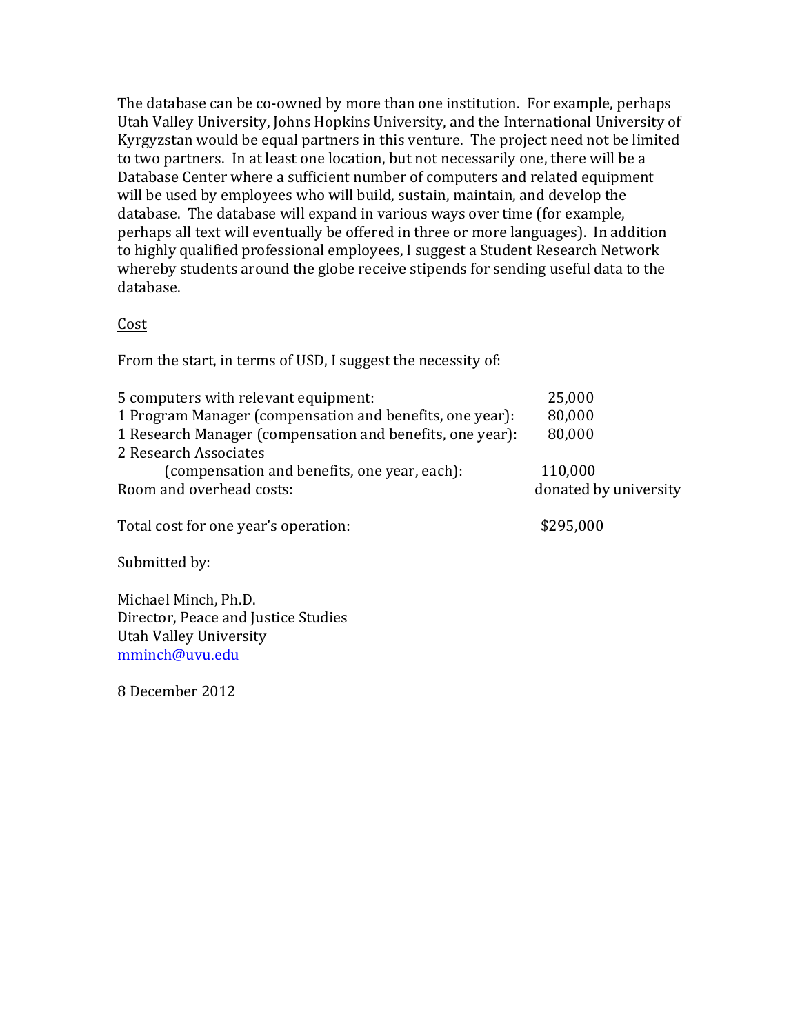The database can be co-owned by more than one institution. For example, perhaps Utah Valley University, Johns Hopkins University, and the International University of Kyrgyzstan would be equal partners in this venture. The project need not be limited to two partners. In at least one location, but not necessarily one, there will be a Database Center where a sufficient number of computers and related equipment will be used by employees who will build, sustain, maintain, and develop the database. The database will expand in various ways over time (for example, perhaps all text will eventually be offered in three or more languages). In addition to highly qualified professional employees, I suggest a Student Research Network whereby students around the globe receive stipends for sending useful data to the database.

<u>Cost</u>

From the start, in terms of USD, I suggest the necessity of:

| | |
|---|---|
| 5 computers with relevant equipment: | 25,000 |
| 1 Program Manager (compensation and benefits, one year): | 80,000 |
| 1 Research Manager (compensation and benefits, one year): | 80,000 |
| 2 Research Associates (compensation and benefits, one year, each): | 110,000 |
| Room and overhead costs: | donated by university |
| Total cost for one year's operation: | $295,000 |

Submitted by:

Michael Minch, Ph.D.
Director, Peace and Justice Studies
Utah Valley University
mminch@uvu.edu

8 December 2012